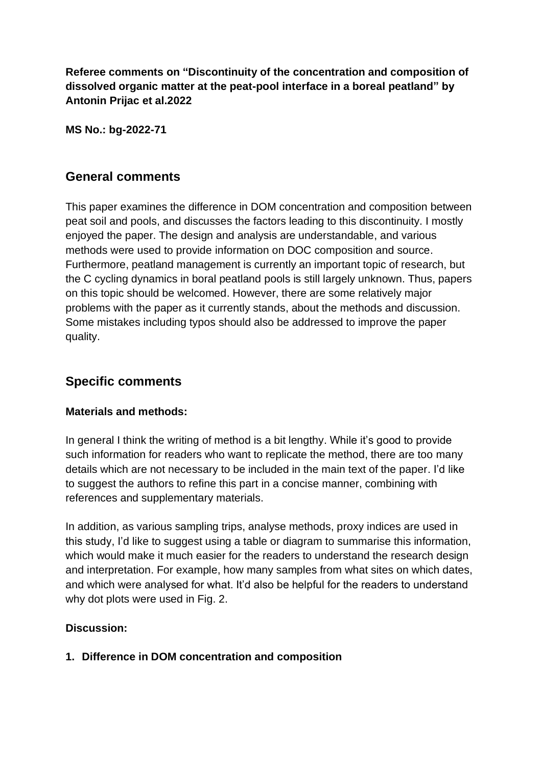**Referee comments on "Discontinuity of the concentration and composition of dissolved organic matter at the peat-pool interface in a boreal peatland" by Antonin Prijac et al.2022**

**MS No.: bg-2022-71**

## General comments

This paper examines the difference in DOM concentration and composition between peat soil and pools, and discusses the factors leading to this discontinuity. I mostly enjoyed the paper. The design and analysis are understandable, and various methods were used to provide information on DOC composition and source. Furthermore, peatland management is currently an important topic of research, but the C cycling dynamics in boral peatland pools is still largely unknown. Thus, papers on this topic should be welcomed. However, there are some relatively major problems with the paper as it currently stands, about the methods and discussion. Some mistakes including typos should also be addressed to improve the paper quality.

## Specific comments

### Materials and methods:

In general I think the writing of method is a bit lengthy. While it's good to provide such information for readers who want to replicate the method, there are too many details which are not necessary to be included in the main text of the paper. I'd like to suggest the authors to refine this part in a concise manner, combining with references and supplementary materials.

In addition, as various sampling trips, analyse methods, proxy indices are used in this study, I'd like to suggest using a table or diagram to summarise this information, which would make it much easier for the readers to understand the research design and interpretation. For example, how many samples from what sites on which dates, and which were analysed for what. It'd also be helpful for the readers to understand why dot plots were used in Fig. 2.

### Discussion:

1. **Difference in DOM concentration and composition**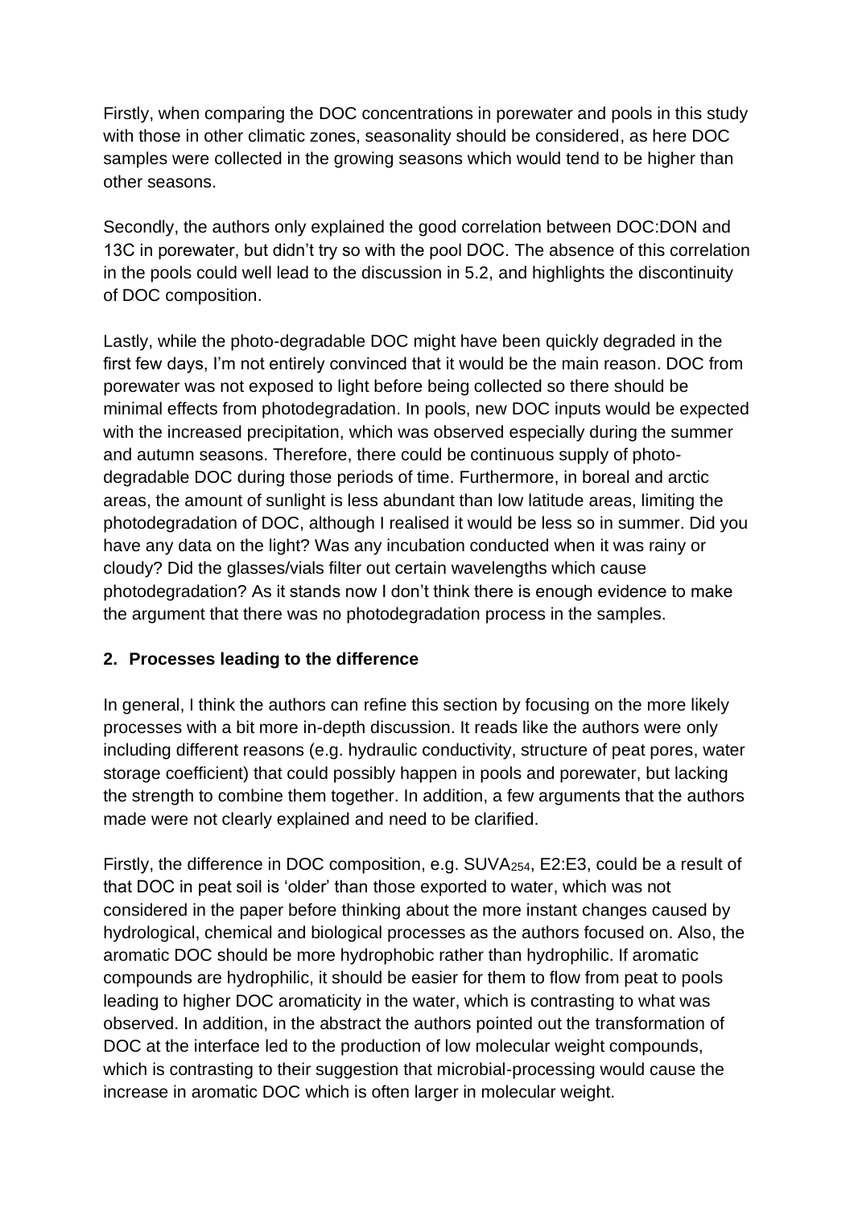Firstly, when comparing the DOC concentrations in porewater and pools in this study with those in other climatic zones, seasonality should be considered, as here DOC samples were collected in the growing seasons which would tend to be higher than other seasons.

Secondly, the authors only explained the good correlation between DOC:DON and 13C in porewater, but didn't try so with the pool DOC. The absence of this correlation in the pools could well lead to the discussion in 5.2, and highlights the discontinuity of DOC composition.

Lastly, while the photo-degradable DOC might have been quickly degraded in the first few days, I'm not entirely convinced that it would be the main reason. DOC from porewater was not exposed to light before being collected so there should be minimal effects from photodegradation. In pools, new DOC inputs would be expected with the increased precipitation, which was observed especially during the summer and autumn seasons. Therefore, there could be continuous supply of photo-degradable DOC during those periods of time. Furthermore, in boreal and arctic areas, the amount of sunlight is less abundant than low latitude areas, limiting the photodegradation of DOC, although I realised it would be less so in summer. Did you have any data on the light? Was any incubation conducted when it was rainy or cloudy? Did the glasses/vials filter out certain wavelengths which cause photodegradation? As it stands now I don't think there is enough evidence to make the argument that there was no photodegradation process in the samples.

## 2. Processes leading to the difference

In general, I think the authors can refine this section by focusing on the more likely processes with a bit more in-depth discussion. It reads like the authors were only including different reasons (e.g. hydraulic conductivity, structure of peat pores, water storage coefficient) that could possibly happen in pools and porewater, but lacking the strength to combine them together. In addition, a few arguments that the authors made were not clearly explained and need to be clarified.

Firstly, the difference in DOC composition, e.g. $SUVA_{254}$, E2:E3, could be a result of that DOC in peat soil is 'older' than those exported to water, which was not considered in the paper before thinking about the more instant changes caused by hydrological, chemical and biological processes as the authors focused on. Also, the aromatic DOC should be more hydrophobic rather than hydrophilic. If aromatic compounds are hydrophilic, it should be easier for them to flow from peat to pools leading to higher DOC aromaticity in the water, which is contrasting to what was observed. In addition, in the abstract the authors pointed out the transformation of DOC at the interface led to the production of low molecular weight compounds, which is contrasting to their suggestion that microbial-processing would cause the increase in aromatic DOC which is often larger in molecular weight.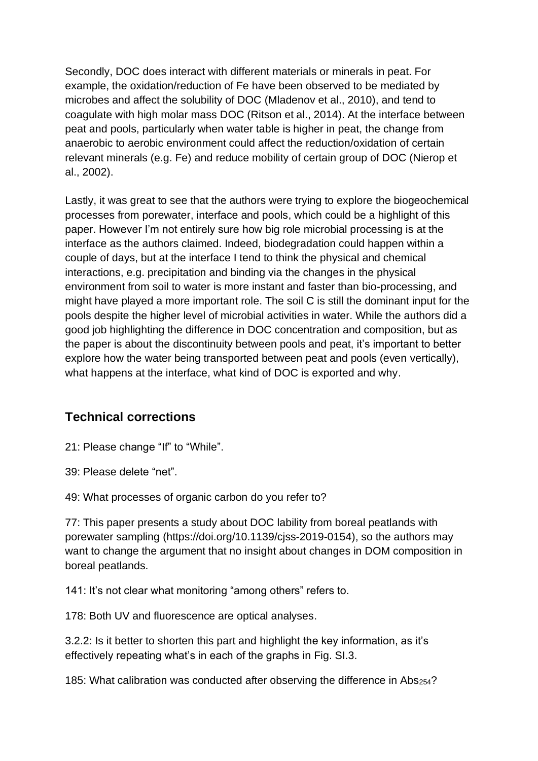Secondly, DOC does interact with different materials or minerals in peat. For example, the oxidation/reduction of Fe have been observed to be mediated by microbes and affect the solubility of DOC (Mladenov et al., 2010), and tend to coagulate with high molar mass DOC (Ritson et al., 2014). At the interface between peat and pools, particularly when water table is higher in peat, the change from anaerobic to aerobic environment could affect the reduction/oxidation of certain relevant minerals (e.g. Fe) and reduce mobility of certain group of DOC (Nierop et al., 2002).

Lastly, it was great to see that the authors were trying to explore the biogeochemical processes from porewater, interface and pools, which could be a highlight of this paper. However I'm not entirely sure how big role microbial processing is at the interface as the authors claimed. Indeed, biodegradation could happen within a couple of days, but at the interface I tend to think the physical and chemical interactions, e.g. precipitation and binding via the changes in the physical environment from soil to water is more instant and faster than bio-processing, and might have played a more important role. The soil C is still the dominant input for the pools despite the higher level of microbial activities in water. While the authors did a good job highlighting the difference in DOC concentration and composition, but as the paper is about the discontinuity between pools and peat, it's important to better explore how the water being transported between peat and pools (even vertically), what happens at the interface, what kind of DOC is exported and why.

## Technical corrections

21: Please change "If" to "While".

39: Please delete "net".

49: What processes of organic carbon do you refer to?

77: This paper presents a study about DOC lability from boreal peatlands with porewater sampling (https://doi.org/10.1139/cjss-2019-0154), so the authors may want to change the argument that no insight about changes in DOM composition in boreal peatlands.

141: It's not clear what monitoring "among others" refers to.

178: Both UV and fluorescence are optical analyses.

3.2.2: Is it better to shorten this part and highlight the key information, as it's effectively repeating what's in each of the graphs in Fig. SI.3.

185: What calibration was conducted after observing the difference in $Abs_{254}$?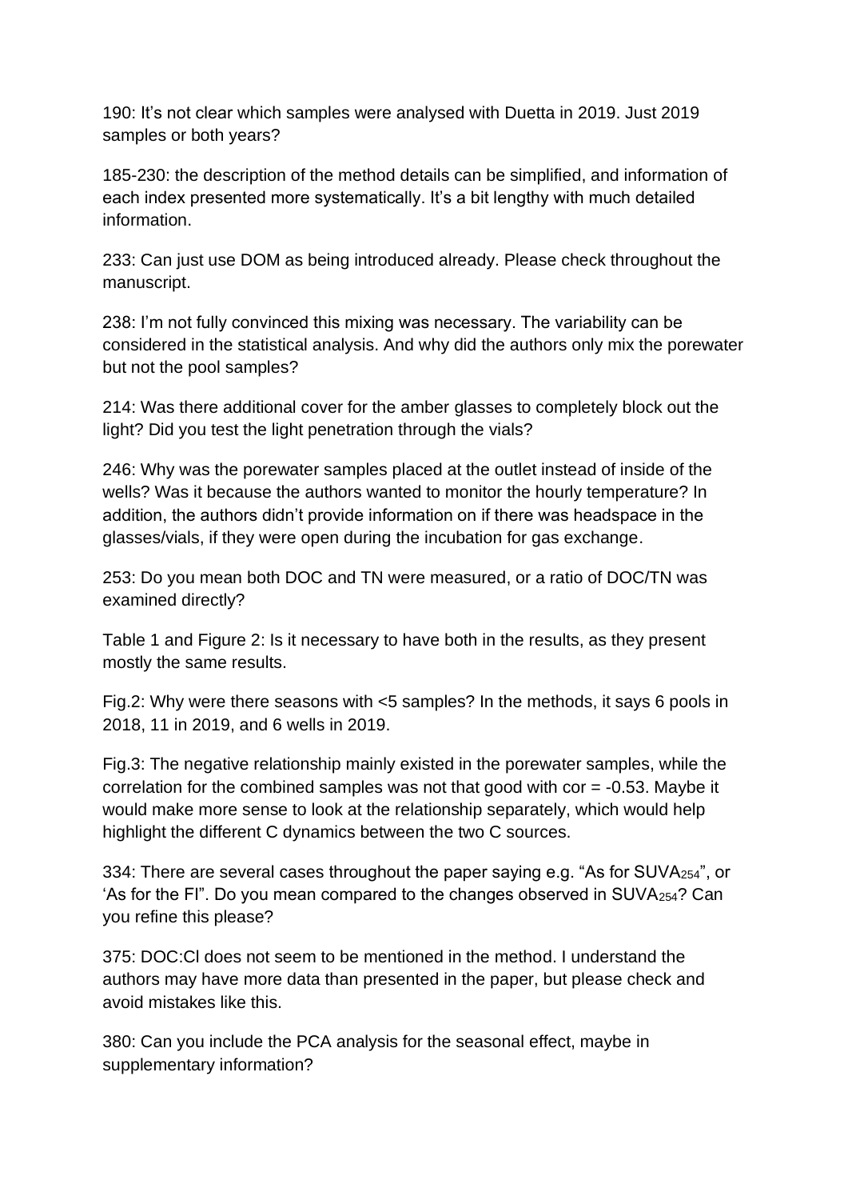190: It's not clear which samples were analysed with Duetta in 2019. Just 2019 samples or both years?

185-230: the description of the method details can be simplified, and information of each index presented more systematically. It's a bit lengthy with much detailed information.

233: Can just use DOM as being introduced already. Please check throughout the manuscript.

238: I'm not fully convinced this mixing was necessary. The variability can be considered in the statistical analysis. And why did the authors only mix the porewater but not the pool samples?

214: Was there additional cover for the amber glasses to completely block out the light? Did you test the light penetration through the vials?

246: Why was the porewater samples placed at the outlet instead of inside of the wells? Was it because the authors wanted to monitor the hourly temperature? In addition, the authors didn't provide information on if there was headspace in the glasses/vials, if they were open during the incubation for gas exchange.

253: Do you mean both DOC and TN were measured, or a ratio of DOC/TN was examined directly?

Table 1 and Figure 2: Is it necessary to have both in the results, as they present mostly the same results.

Fig.2: Why were there seasons with <5 samples? In the methods, it says 6 pools in 2018, 11 in 2019, and 6 wells in 2019.

Fig.3: The negative relationship mainly existed in the porewater samples, while the correlation for the combined samples was not that good with cor = -0.53. Maybe it would make more sense to look at the relationship separately, which would help highlight the different C dynamics between the two C sources.

334: There are several cases throughout the paper saying e.g. "As for $SUVA_{254}$", or 'As for the FI". Do you mean compared to the changes observed in $SUVA_{254}$? Can you refine this please?

375: DOC:Cl does not seem to be mentioned in the method. I understand the authors may have more data than presented in the paper, but please check and avoid mistakes like this.

380: Can you include the PCA analysis for the seasonal effect, maybe in supplementary information?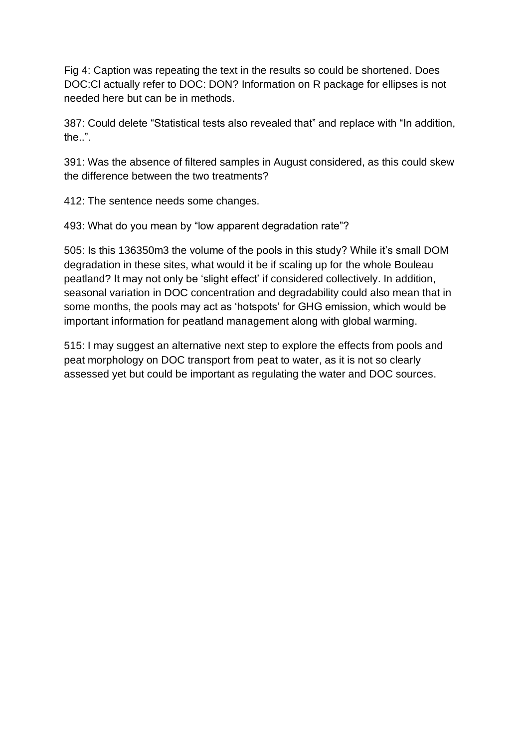Fig 4: Caption was repeating the text in the results so could be shortened. Does DOC:Cl actually refer to DOC: DON? Information on R package for ellipses is not needed here but can be in methods.

387: Could delete "Statistical tests also revealed that" and replace with "In addition, the..".

391: Was the absence of filtered samples in August considered, as this could skew the difference between the two treatments?

412: The sentence needs some changes.

493: What do you mean by "low apparent degradation rate"?

505: Is this 136350m3 the volume of the pools in this study? While it's small DOM degradation in these sites, what would it be if scaling up for the whole Bouleau peatland? It may not only be 'slight effect' if considered collectively. In addition, seasonal variation in DOC concentration and degradability could also mean that in some months, the pools may act as 'hotspots' for GHG emission, which would be important information for peatland management along with global warming.

515: I may suggest an alternative next step to explore the effects from pools and peat morphology on DOC transport from peat to water, as it is not so clearly assessed yet but could be important as regulating the water and DOC sources.